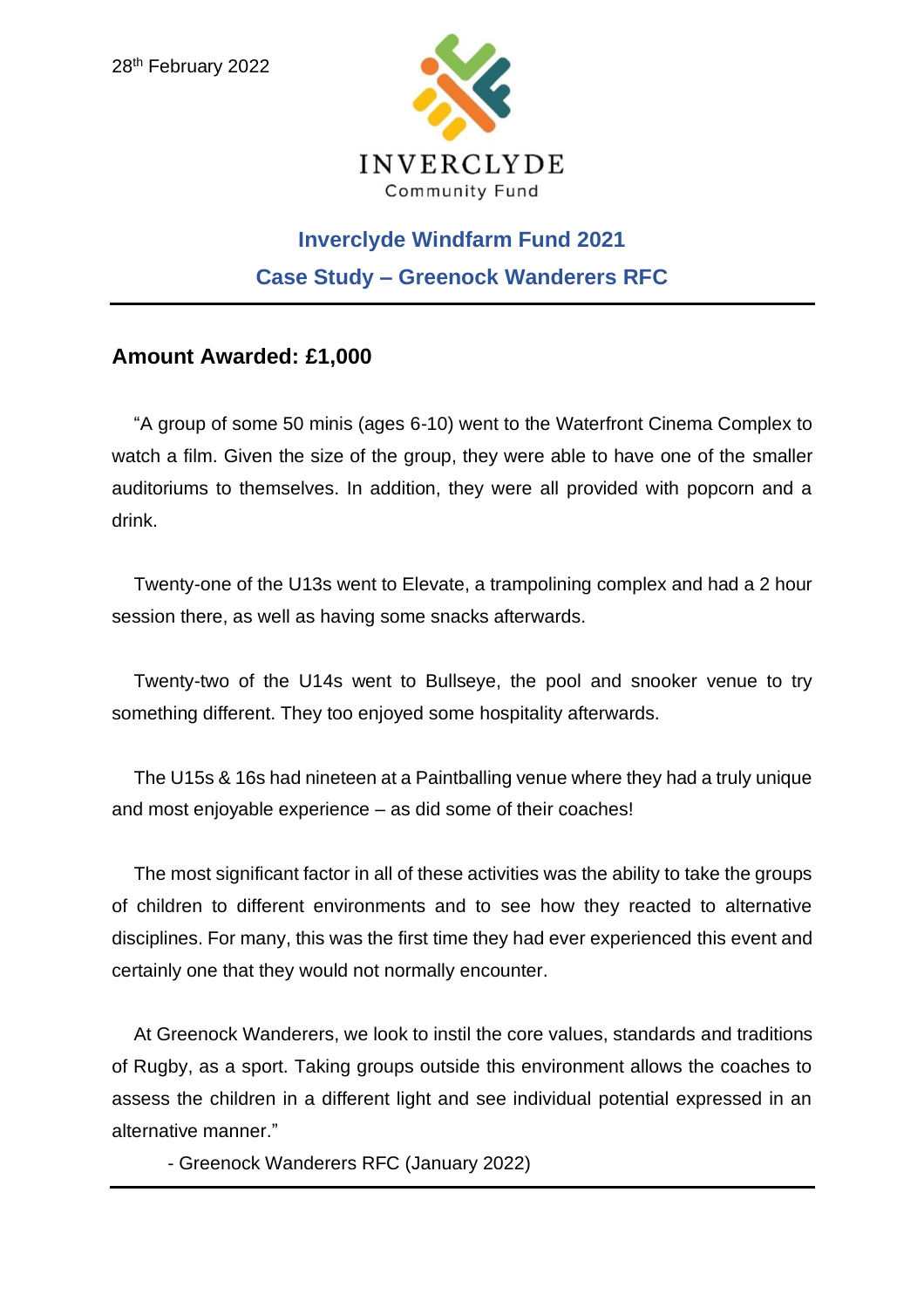28th February 2022

INVERCLYDE
Community Fund

## Inverclyde Windfarm Fund 2021

## Case Study – Greenock Wanderers RFC

### Amount Awarded: £1,000

"A group of some 50 minis (ages 6-10) went to the Waterfront Cinema Complex to watch a film. Given the size of the group, they were able to have one of the smaller auditoriums to themselves. In addition, they were all provided with popcorn and a drink.

Twenty-one of the U13s went to Elevate, a trampolining complex and had a 2 hour session there, as well as having some snacks afterwards.

Twenty-two of the U14s went to Bullseye, the pool and snooker venue to try something different. They too enjoyed some hospitality afterwards.

The U15s & 16s had nineteen at a Paintballing venue where they had a truly unique and most enjoyable experience – as did some of their coaches!

The most significant factor in all of these activities was the ability to take the groups of children to different environments and to see how they reacted to alternative disciplines. For many, this was the first time they had ever experienced this event and certainly one that they would not normally encounter.

At Greenock Wanderers, we look to instil the core values, standards and traditions of Rugby, as a sport. Taking groups outside this environment allows the coaches to assess the children in a different light and see individual potential expressed in an alternative manner."

- Greenock Wanderers RFC (January 2022)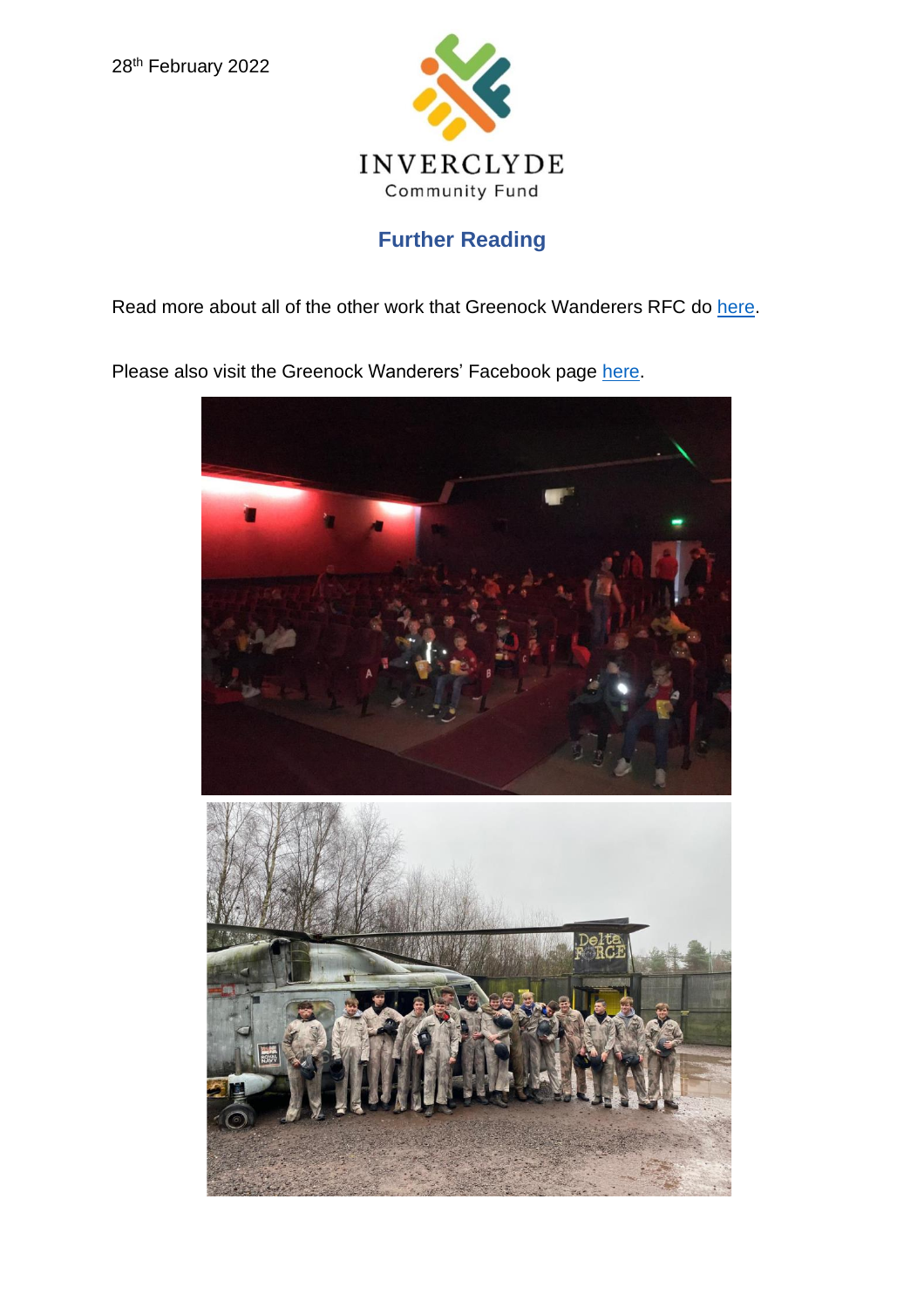28th February 2022

INVERCLYDE
Community Fund

## Further Reading

Read more about all of the other work that Greenock Wanderers RFC do here.

Please also visit the Greenock Wanderers' Facebook page here.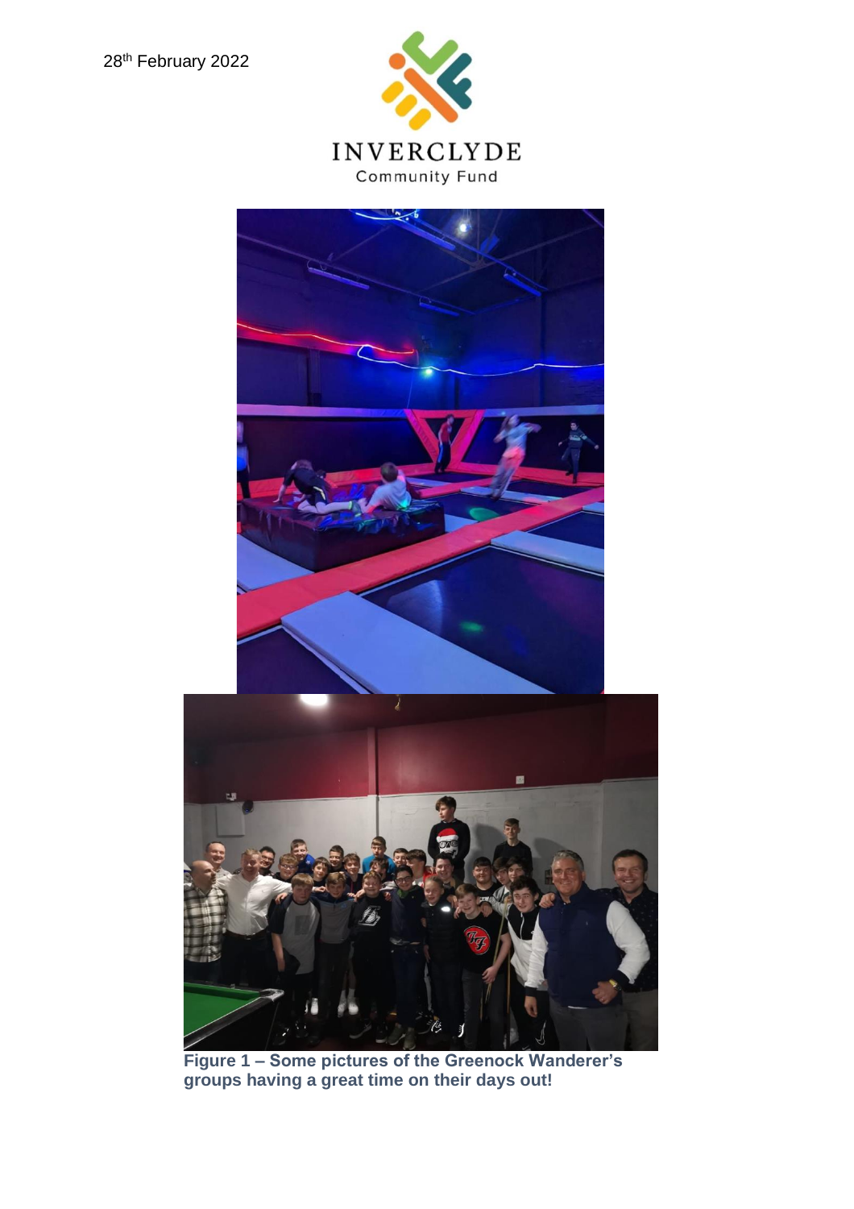28th February 2022

INVERCLYDE
Community Fund

**Figure 1 – Some pictures of the Greenock Wanderer's groups having a great time on their days out!**